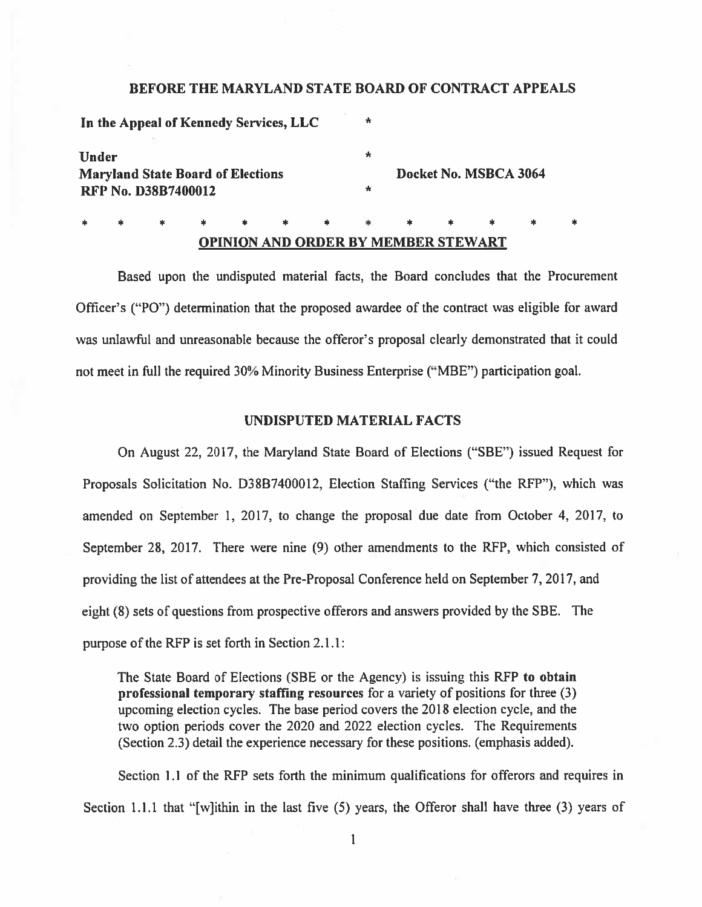## BEFORE THE MARYLAND STATE BOARD OF CONTRACT APPEALS

| | | |
|---|---|---|
| **In the Appeal of Kennedy Services, LLC** | * | |
| **Under** | * | |
| **Maryland State Board of Elections** | | **Docket No. MSBCA 3064** |
| **RFP No. D38B7400012** | * | |

\* \* \* \* \* \* \* \* \* \* \* \* \*

### OPINION AND ORDER BY MEMBER STEWART

Based upon the undisputed material facts, the Board concludes that the Procurement Officer's ("PO") determination that the proposed awardee of the contract was eligible for award was unlawful and unreasonable because the offeror's proposal clearly demonstrated that it could not meet in full the required 30% Minority Business Enterprise ("MBE") participation goal.

### UNDISPUTED MATERIAL FACTS

On August 22, 2017, the Maryland State Board of Elections ("SBE") issued Request for Proposals Solicitation No. D38B7400012, Election Staffing Services ("the RFP"), which was amended on September 1, 2017, to change the proposal due date from October 4, 2017, to September 28, 2017. There were nine (9) other amendments to the RFP, which consisted of providing the list of attendees at the Pre-Proposal Conference held on September 7, 2017, and eight (8) sets of questions from prospective offerors and answers provided by the SBE. The purpose of the RFP is set forth in Section 2.1.1:

> The State Board of Elections (SBE or the Agency) is issuing this RFP **to obtain professional temporary staffing resources** for a variety of positions for three (3) upcoming election cycles. The base period covers the 2018 election cycle, and the two option periods cover the 2020 and 2022 election cycles. The Requirements (Section 2.3) detail the experience necessary for these positions. (emphasis added).

Section 1.1 of the RFP sets forth the minimum qualifications for offerors and requires in Section 1.1.1 that "[w]ithin in the last five (5) years, the Offeror shall have three (3) years of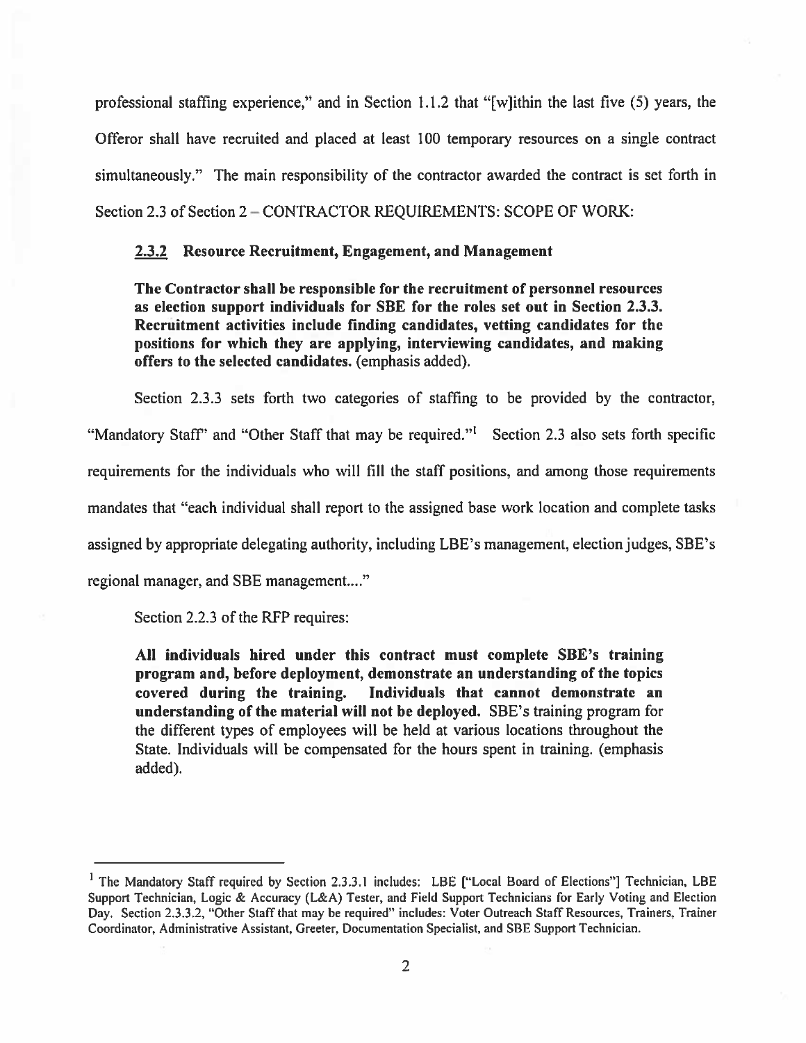professional staffing experience," and in Section 1.1.2 that "[w]ithin the last five (5) years, the Offeror shall have recruited and placed at least 100 temporary resources on a single contract simultaneously." The main responsibility of the contractor awarded the contract is set forth in Section 2.3 of Section 2 – CONTRACTOR REQUIREMENTS: SCOPE OF WORK:

> **2.3.2 Resource Recruitment, Engagement, and Management**
>
> **The Contractor shall be responsible for the recruitment of personnel resources as election support individuals for SBE for the roles set out in Section 2.3.3. Recruitment activities include finding candidates, vetting candidates for the positions for which they are applying, interviewing candidates, and making offers to the selected candidates.** (emphasis added).

Section 2.3.3 sets forth two categories of staffing to be provided by the contractor, "Mandatory Staff" and "Other Staff that may be required."[1] Section 2.3 also sets forth specific requirements for the individuals who will fill the staff positions, and among those requirements mandates that "each individual shall report to the assigned base work location and complete tasks assigned by appropriate delegating authority, including LBE's management, election judges, SBE's regional manager, and SBE management...."

Section 2.2.3 of the RFP requires:

> **All individuals hired under this contract must complete SBE's training program and, before deployment, demonstrate an understanding of the topics covered during the training. Individuals that cannot demonstrate an understanding of the material will not be deployed.** SBE's training program for the different types of employees will be held at various locations throughout the State. Individuals will be compensated for the hours spent in training. (emphasis added).

---

[1] The Mandatory Staff required by Section 2.3.3.1 includes: LBE ["Local Board of Elections"] Technician, LBE Support Technician, Logic & Accuracy (L&A) Tester, and Field Support Technicians for Early Voting and Election Day. Section 2.3.3.2, "Other Staff that may be required" includes: Voter Outreach Staff Resources, Trainers, Trainer Coordinator, Administrative Assistant, Greeter, Documentation Specialist, and SBE Support Technician.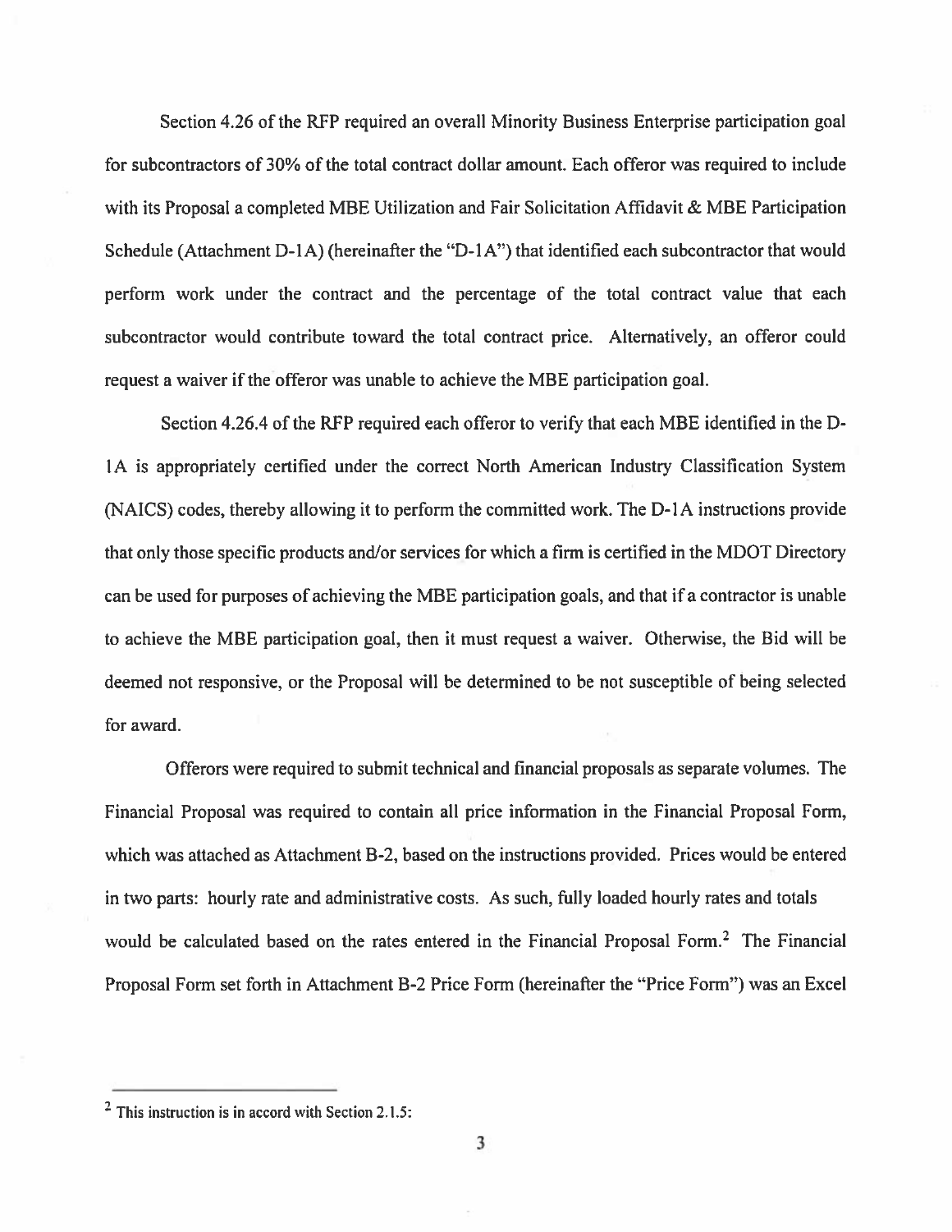Section 4.26 of the RFP required an overall Minority Business Enterprise participation goal for subcontractors of 30% of the total contract dollar amount. Each offeror was required to include with its Proposal a completed MBE Utilization and Fair Solicitation Affidavit & MBE Participation Schedule (Attachment D-1A) (hereinafter the "D-1A") that identified each subcontractor that would perform work under the contract and the percentage of the total contract value that each subcontractor would contribute toward the total contract price. Alternatively, an offeror could request a waiver if the offeror was unable to achieve the MBE participation goal.

Section 4.26.4 of the RFP required each offeror to verify that each MBE identified in the D-1A is appropriately certified under the correct North American Industry Classification System (NAICS) codes, thereby allowing it to perform the committed work. The D-1A instructions provide that only those specific products and/or services for which a firm is certified in the MDOT Directory can be used for purposes of achieving the MBE participation goals, and that if a contractor is unable to achieve the MBE participation goal, then it must request a waiver. Otherwise, the Bid will be deemed not responsive, or the Proposal will be determined to be not susceptible of being selected for award.

Offerors were required to submit technical and financial proposals as separate volumes. The Financial Proposal was required to contain all price information in the Financial Proposal Form, which was attached as Attachment B-2, based on the instructions provided. Prices would be entered in two parts: hourly rate and administrative costs. As such, fully loaded hourly rates and totals would be calculated based on the rates entered in the Financial Proposal Form.[2] The Financial Proposal Form set forth in Attachment B-2 Price Form (hereinafter the "Price Form") was an Excel

[2] This instruction is in accord with Section 2.1.5: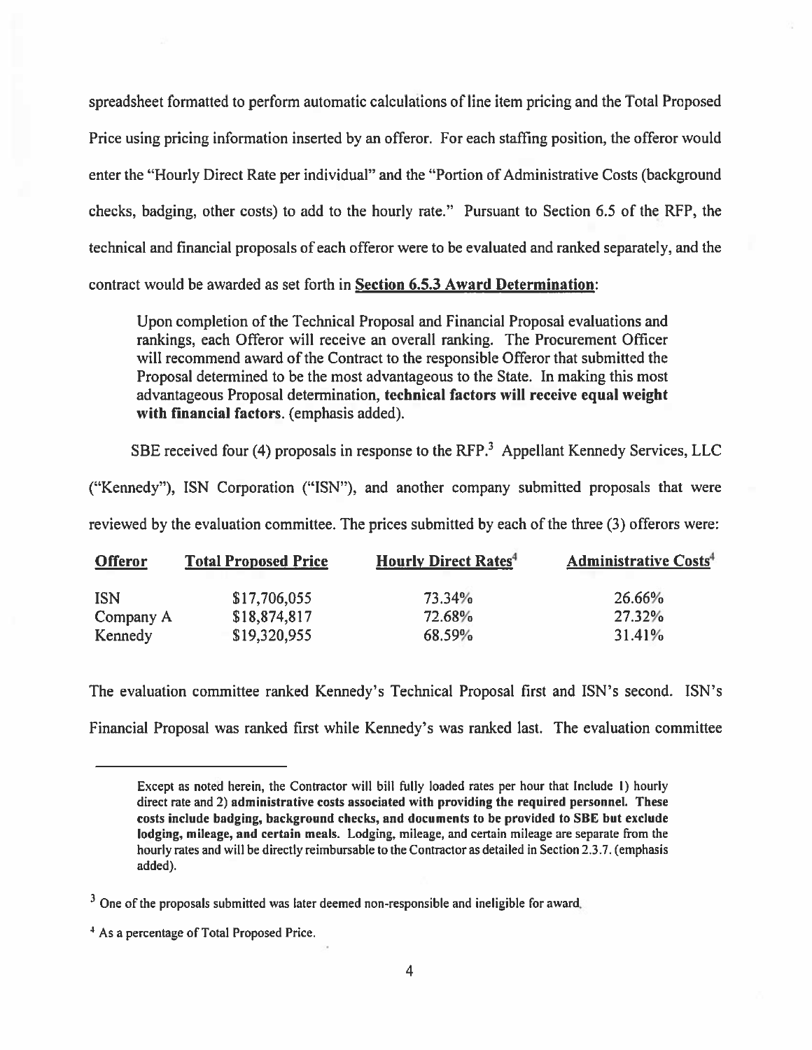spreadsheet formatted to perform automatic calculations of line item pricing and the Total Proposed Price using pricing information inserted by an offeror. For each staffing position, the offeror would enter the "Hourly Direct Rate per individual" and the "Portion of Administrative Costs (background checks, badging, other costs) to add to the hourly rate." Pursuant to Section 6.5 of the RFP, the technical and financial proposals of each offeror were to be evaluated and ranked separately, and the contract would be awarded as set forth in **Section 6.5.3 Award Determination**:

> Upon completion of the Technical Proposal and Financial Proposal evaluations and rankings, each Offeror will receive an overall ranking. The Procurement Officer will recommend award of the Contract to the responsible Offeror that submitted the Proposal determined to be the most advantageous to the State. In making this most advantageous Proposal determination, **technical factors will receive equal weight with financial factors**. (emphasis added).

SBE received four (4) proposals in response to the RFP.[3] Appellant Kennedy Services, LLC ("Kennedy"), ISN Corporation ("ISN"), and another company submitted proposals that were reviewed by the evaluation committee. The prices submitted by each of the three (3) offerors were:

| Offeror | Total Proposed Price | Hourly Direct Rates[4] | Administrative Costs[4] |
|---|---|---|---|
| ISN | $17,706,055 | 73.34% | 26.66% |
| Company A | $18,874,817 | 72.68% | 27.32% |
| Kennedy | $19,320,955 | 68.59% | 31.41% |

The evaluation committee ranked Kennedy's Technical Proposal first and ISN's second. ISN's Financial Proposal was ranked first while Kennedy's was ranked last. The evaluation committee

---

> Except as noted herein, the Contractor will bill fully loaded rates per hour that Include 1) hourly direct rate and 2) **administrative costs associated with providing the required personnel. These costs include badging, background checks, and documents to be provided to SBE but exclude lodging, mileage, and certain meals.** Lodging, mileage, and certain mileage are separate from the hourly rates and will be directly reimbursable to the Contractor as detailed in Section 2.3.7. (emphasis added).

[3] One of the proposals submitted was later deemed non-responsible and ineligible for award.

[4] As a percentage of Total Proposed Price.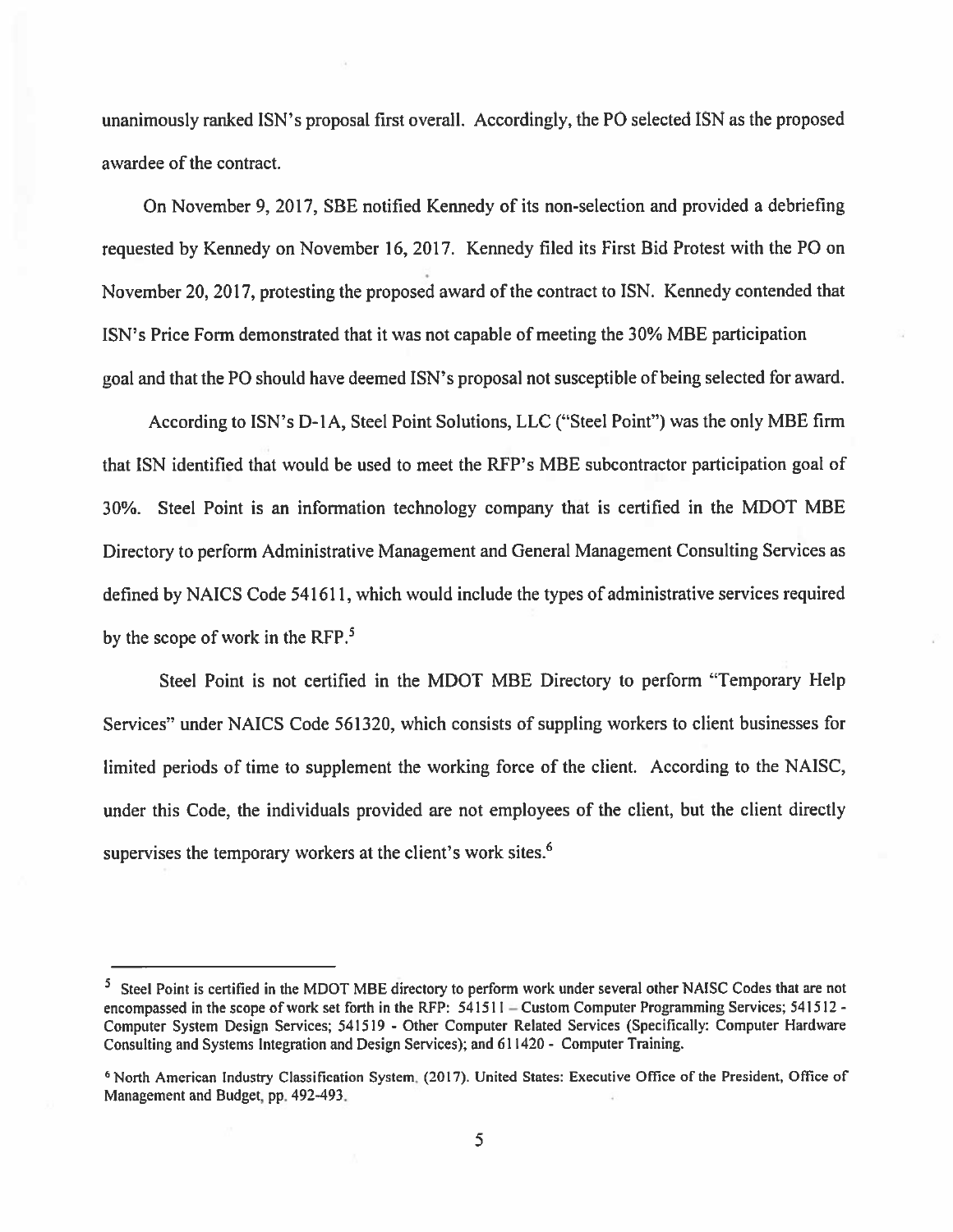unanimously ranked ISN's proposal first overall. Accordingly, the PO selected ISN as the proposed awardee of the contract.

On November 9, 2017, SBE notified Kennedy of its non-selection and provided a debriefing requested by Kennedy on November 16, 2017. Kennedy filed its First Bid Protest with the PO on November 20, 2017, protesting the proposed award of the contract to ISN. Kennedy contended that ISN's Price Form demonstrated that it was not capable of meeting the 30% MBE participation goal and that the PO should have deemed ISN's proposal not susceptible of being selected for award.

According to ISN's D-1A, Steel Point Solutions, LLC ("Steel Point") was the only MBE firm that ISN identified that would be used to meet the RFP's MBE subcontractor participation goal of 30%. Steel Point is an information technology company that is certified in the MDOT MBE Directory to perform Administrative Management and General Management Consulting Services as defined by NAICS Code 541611, which would include the types of administrative services required by the scope of work in the RFP.[5]

Steel Point is not certified in the MDOT MBE Directory to perform "Temporary Help Services" under NAICS Code 561320, which consists of suppling workers to client businesses for limited periods of time to supplement the working force of the client. According to the NAISC, under this Code, the individuals provided are not employees of the client, but the client directly supervises the temporary workers at the client's work sites.[6]

---

[5] Steel Point is certified in the MDOT MBE directory to perform work under several other NAISC Codes that are not encompassed in the scope of work set forth in the RFP: 541511 – Custom Computer Programming Services; 541512 - Computer System Design Services; 541519 - Other Computer Related Services (Specifically: Computer Hardware Consulting and Systems Integration and Design Services); and 611420 - Computer Training.

[6] North American Industry Classification System. (2017). United States: Executive Office of the President, Office of Management and Budget, pp. 492-493.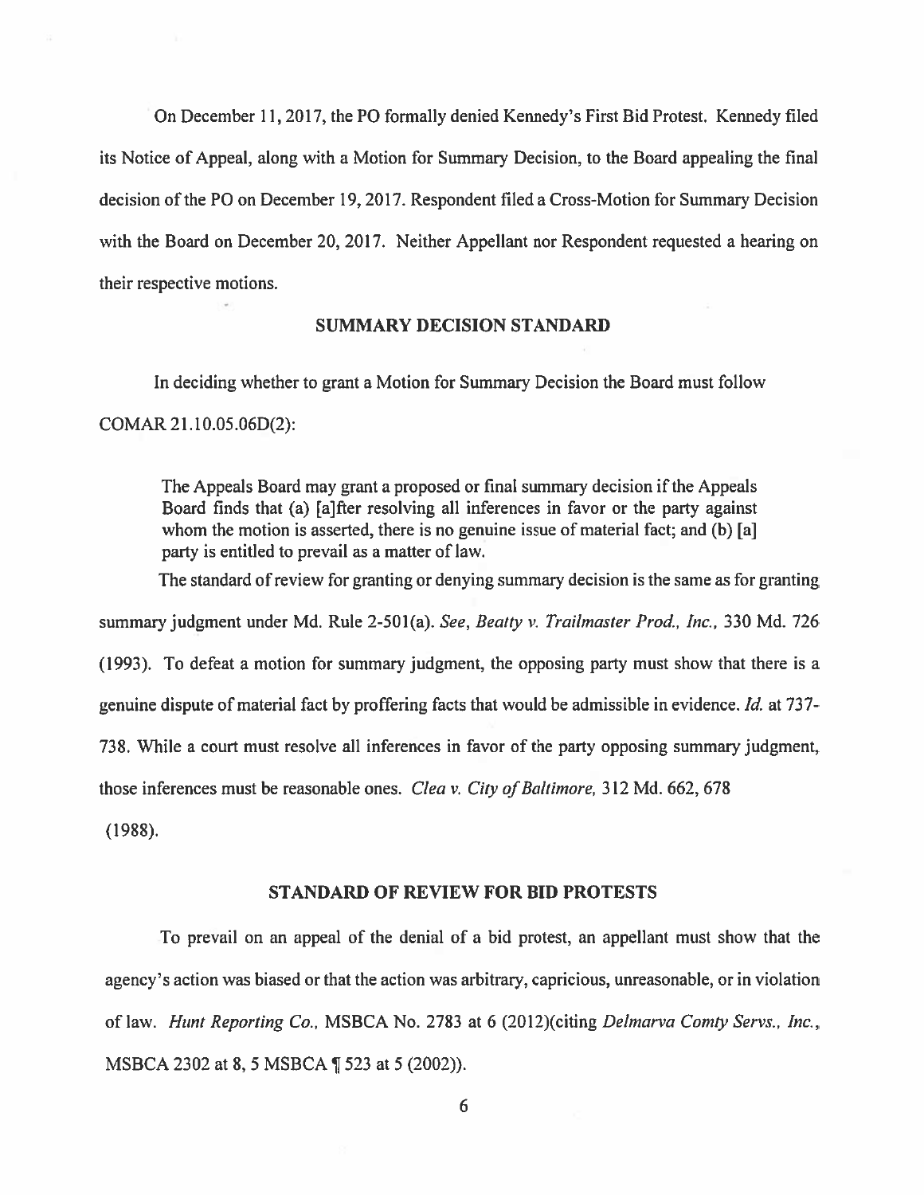On December 11, 2017, the PO formally denied Kennedy's First Bid Protest. Kennedy filed its Notice of Appeal, along with a Motion for Summary Decision, to the Board appealing the final decision of the PO on December 19, 2017. Respondent filed a Cross-Motion for Summary Decision with the Board on December 20, 2017. Neither Appellant nor Respondent requested a hearing on their respective motions.

## SUMMARY DECISION STANDARD

In deciding whether to grant a Motion for Summary Decision the Board must follow COMAR 21.10.05.06D(2):

> The Appeals Board may grant a proposed or final summary decision if the Appeals Board finds that (a) [a]fter resolving all inferences in favor or the party against whom the motion is asserted, there is no genuine issue of material fact; and (b) [a] party is entitled to prevail as a matter of law.

The standard of review for granting or denying summary decision is the same as for granting summary judgment under Md. Rule 2-501(a). *See*, *Beatty v. Trailmaster Prod., Inc.*, 330 Md. 726 (1993). To defeat a motion for summary judgment, the opposing party must show that there is a genuine dispute of material fact by proffering facts that would be admissible in evidence. *Id.* at 737-738. While a court must resolve all inferences in favor of the party opposing summary judgment, those inferences must be reasonable ones. *Clea v. City of Baltimore*, 312 Md. 662, 678 (1988).

## STANDARD OF REVIEW FOR BID PROTESTS

To prevail on an appeal of the denial of a bid protest, an appellant must show that the agency's action was biased or that the action was arbitrary, capricious, unreasonable, or in violation of law. *Hunt Reporting Co.*, MSBCA No. 2783 at 6 (2012)(citing *Delmarva Comty Servs., Inc.*, MSBCA 2302 at 8, 5 MSBCA ¶ 523 at 5 (2002)).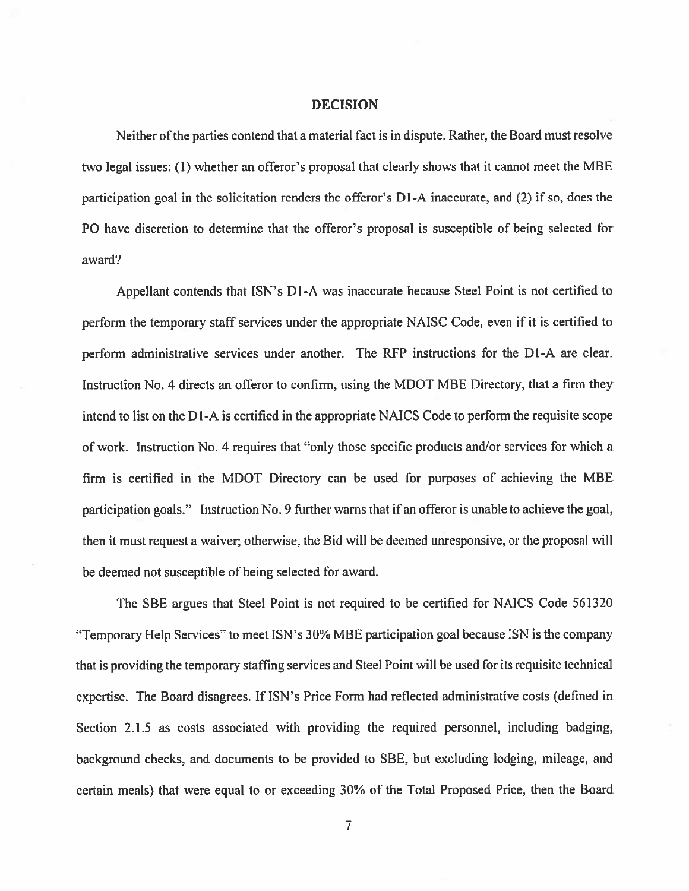## DECISION

Neither of the parties contend that a material fact is in dispute. Rather, the Board must resolve two legal issues: (1) whether an offeror's proposal that clearly shows that it cannot meet the MBE participation goal in the solicitation renders the offeror's D1-A inaccurate, and (2) if so, does the PO have discretion to determine that the offeror's proposal is susceptible of being selected for award?

Appellant contends that ISN's D1-A was inaccurate because Steel Point is not certified to perform the temporary staff services under the appropriate NAISC Code, even if it is certified to perform administrative services under another. The RFP instructions for the D1-A are clear. Instruction No. 4 directs an offeror to confirm, using the MDOT MBE Directory, that a firm they intend to list on the D1-A is certified in the appropriate NAICS Code to perform the requisite scope of work. Instruction No. 4 requires that "only those specific products and/or services for which a firm is certified in the MDOT Directory can be used for purposes of achieving the MBE participation goals." Instruction No. 9 further warns that if an offeror is unable to achieve the goal, then it must request a waiver; otherwise, the Bid will be deemed unresponsive, or the proposal will be deemed not susceptible of being selected for award.

The SBE argues that Steel Point is not required to be certified for NAICS Code 561320 "Temporary Help Services" to meet ISN's 30% MBE participation goal because ISN is the company that is providing the temporary staffing services and Steel Point will be used for its requisite technical expertise. The Board disagrees. If ISN's Price Form had reflected administrative costs (defined in Section 2.1.5 as costs associated with providing the required personnel, including badging, background checks, and documents to be provided to SBE, but excluding lodging, mileage, and certain meals) that were equal to or exceeding 30% of the Total Proposed Price, then the Board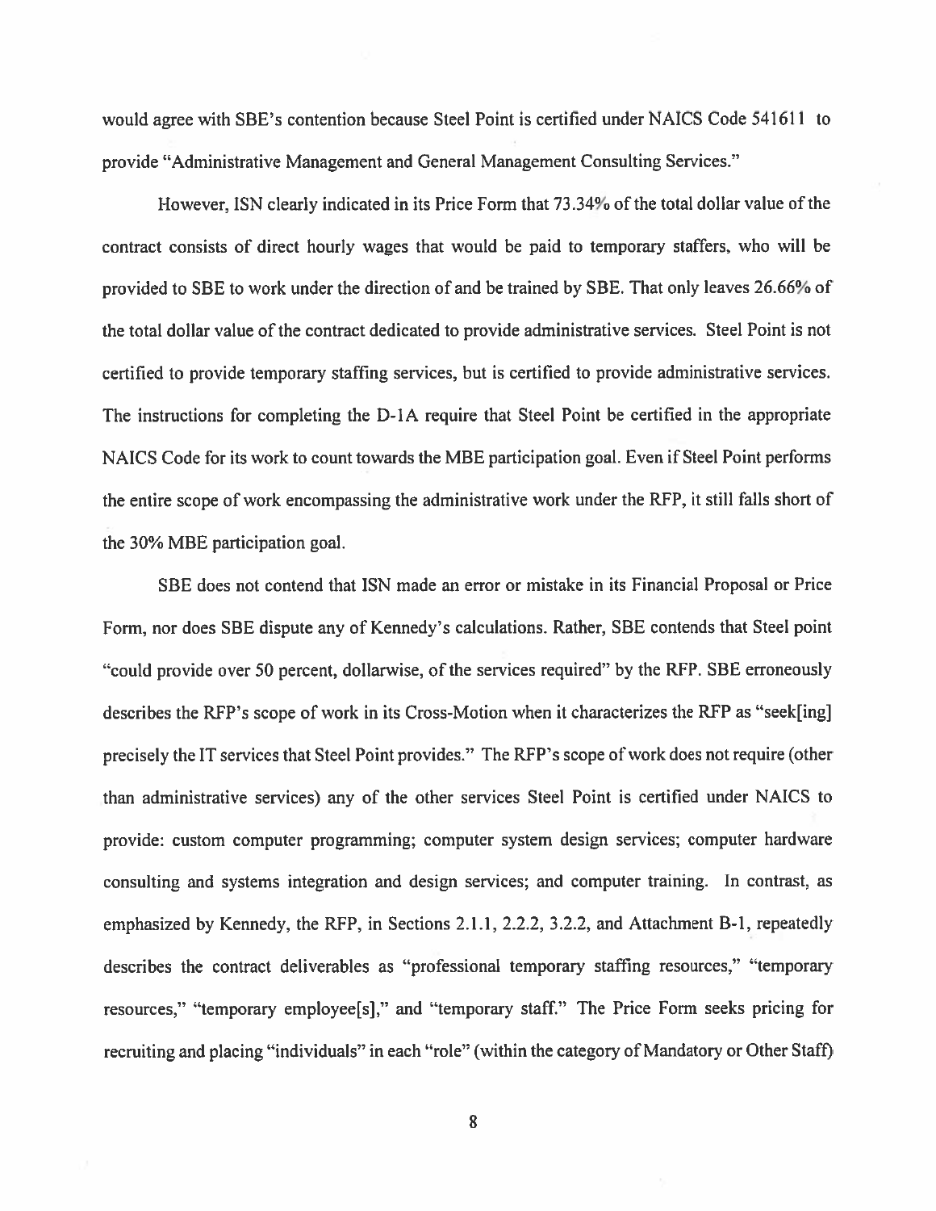would agree with SBE's contention because Steel Point is certified under NAICS Code 541611 to provide "Administrative Management and General Management Consulting Services."

However, ISN clearly indicated in its Price Form that 73.34% of the total dollar value of the contract consists of direct hourly wages that would be paid to temporary staffers, who will be provided to SBE to work under the direction of and be trained by SBE. That only leaves 26.66% of the total dollar value of the contract dedicated to provide administrative services. Steel Point is not certified to provide temporary staffing services, but is certified to provide administrative services. The instructions for completing the D-1A require that Steel Point be certified in the appropriate NAICS Code for its work to count towards the MBE participation goal. Even if Steel Point performs the entire scope of work encompassing the administrative work under the RFP, it still falls short of the 30% MBE participation goal.

SBE does not contend that ISN made an error or mistake in its Financial Proposal or Price Form, nor does SBE dispute any of Kennedy's calculations. Rather, SBE contends that Steel point "could provide over 50 percent, dollarwise, of the services required" by the RFP. SBE erroneously describes the RFP's scope of work in its Cross-Motion when it characterizes the RFP as "seek[ing] precisely the IT services that Steel Point provides." The RFP's scope of work does not require (other than administrative services) any of the other services Steel Point is certified under NAICS to provide: custom computer programming; computer system design services; computer hardware consulting and systems integration and design services; and computer training. In contrast, as emphasized by Kennedy, the RFP, in Sections 2.1.1, 2.2.2, 3.2.2, and Attachment B-1, repeatedly describes the contract deliverables as "professional temporary staffing resources," "temporary resources," "temporary employee[s]," and "temporary staff." The Price Form seeks pricing for recruiting and placing "individuals" in each "role" (within the category of Mandatory or Other Staff)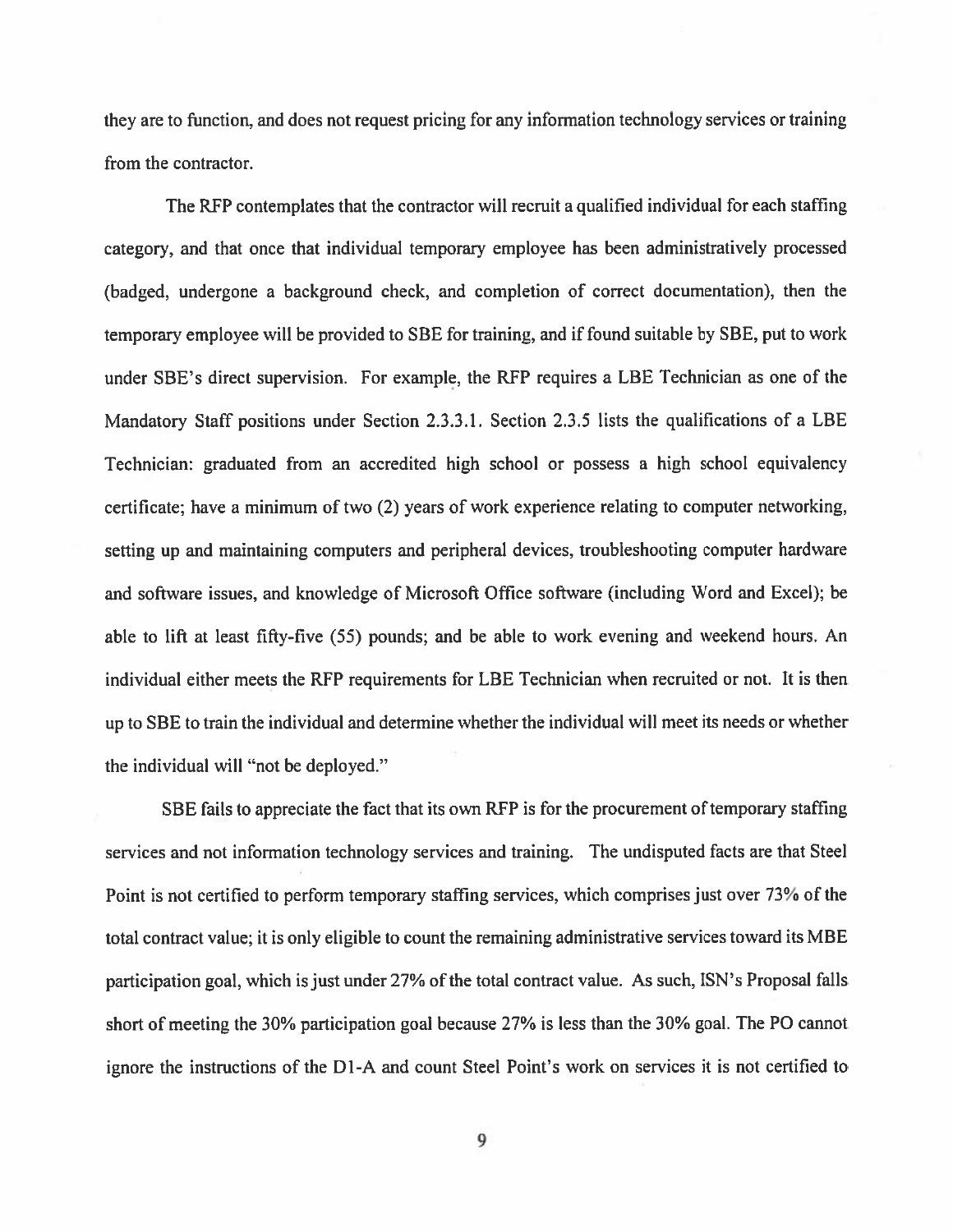they are to function, and does not request pricing for any information technology services or training from the contractor.

The RFP contemplates that the contractor will recruit a qualified individual for each staffing category, and that once that individual temporary employee has been administratively processed (badged, undergone a background check, and completion of correct documentation), then the temporary employee will be provided to SBE for training, and if found suitable by SBE, put to work under SBE's direct supervision. For example, the RFP requires a LBE Technician as one of the Mandatory Staff positions under Section 2.3.3.1. Section 2.3.5 lists the qualifications of a LBE Technician: graduated from an accredited high school or possess a high school equivalency certificate; have a minimum of two (2) years of work experience relating to computer networking, setting up and maintaining computers and peripheral devices, troubleshooting computer hardware and software issues, and knowledge of Microsoft Office software (including Word and Excel); be able to lift at least fifty-five (55) pounds; and be able to work evening and weekend hours. An individual either meets the RFP requirements for LBE Technician when recruited or not. It is then up to SBE to train the individual and determine whether the individual will meet its needs or whether the individual will "not be deployed."

SBE fails to appreciate the fact that its own RFP is for the procurement of temporary staffing services and not information technology services and training. The undisputed facts are that Steel Point is not certified to perform temporary staffing services, which comprises just over 73% of the total contract value; it is only eligible to count the remaining administrative services toward its MBE participation goal, which is just under 27% of the total contract value. As such, ISN's Proposal falls short of meeting the 30% participation goal because 27% is less than the 30% goal. The PO cannot ignore the instructions of the D1-A and count Steel Point's work on services it is not certified to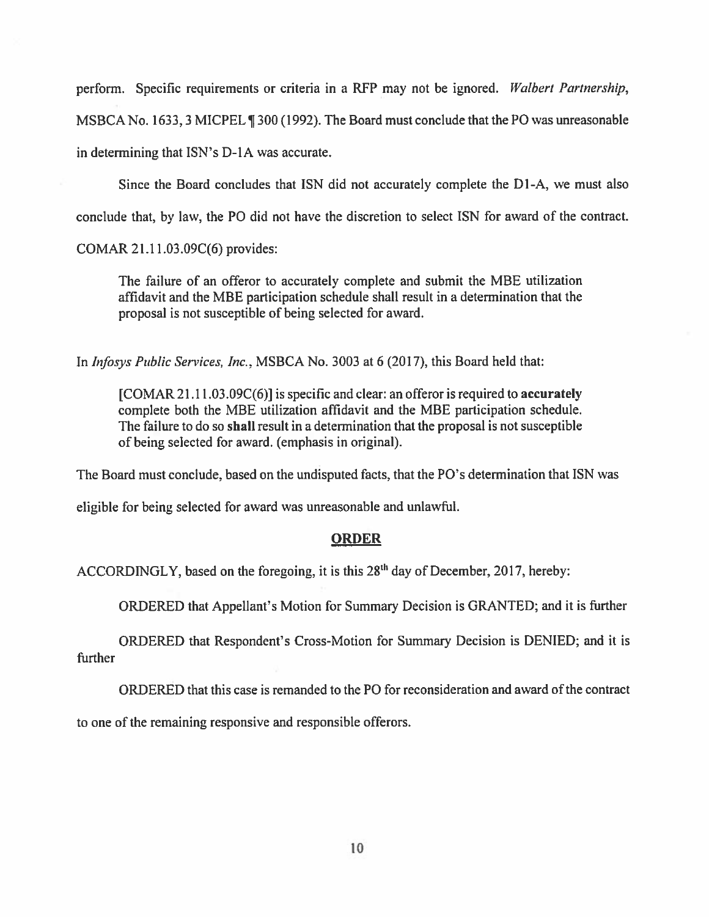perform. Specific requirements or criteria in a RFP may not be ignored. *Walbert Partnership*, MSBCA No. 1633, 3 MICPEL ¶ 300 (1992). The Board must conclude that the PO was unreasonable in determining that ISN's D-1A was accurate.

Since the Board concludes that ISN did not accurately complete the D1-A, we must also conclude that, by law, the PO did not have the discretion to select ISN for award of the contract. COMAR 21.11.03.09C(6) provides:

> The failure of an offeror to accurately complete and submit the MBE utilization affidavit and the MBE participation schedule shall result in a determination that the proposal is not susceptible of being selected for award.

In *Infosys Public Services, Inc.*, MSBCA No. 3003 at 6 (2017), this Board held that:

> [COMAR 21.11.03.09C(6)] is specific and clear: an offeror is required to **accurately** complete both the MBE utilization affidavit and the MBE participation schedule. The failure to do so **shall** result in a determination that the proposal is not susceptible of being selected for award. (emphasis in original).

The Board must conclude, based on the undisputed facts, that the PO's determination that ISN was eligible for being selected for award was unreasonable and unlawful.

## ORDER

ACCORDINGLY, based on the foregoing, it is this 28th day of December, 2017, hereby:

ORDERED that Appellant's Motion for Summary Decision is GRANTED; and it is further

ORDERED that Respondent's Cross-Motion for Summary Decision is DENIED; and it is further

ORDERED that this case is remanded to the PO for reconsideration and award of the contract to one of the remaining responsive and responsible offerors.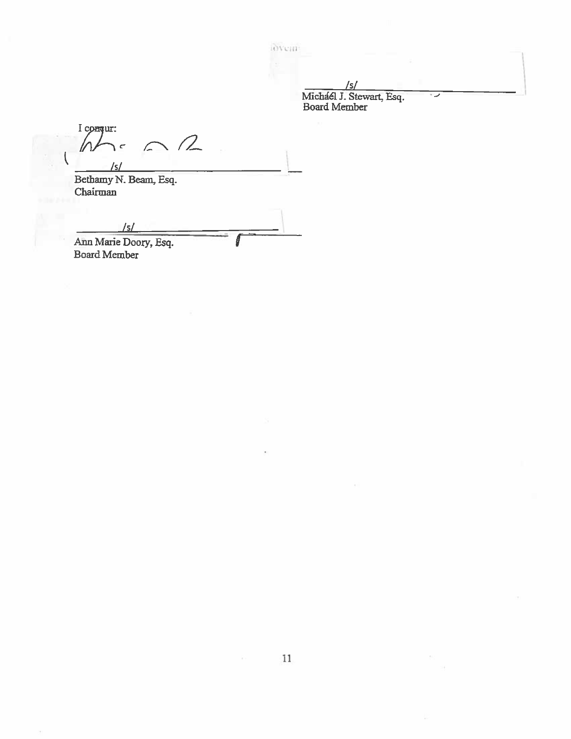/s/

Michaél J. Stewart, Esq.
Board Member

I concur:

/s/

Bethamy N. Beam, Esq.
Chairman

/s/

Ann Marie Doory, Esq.
Board Member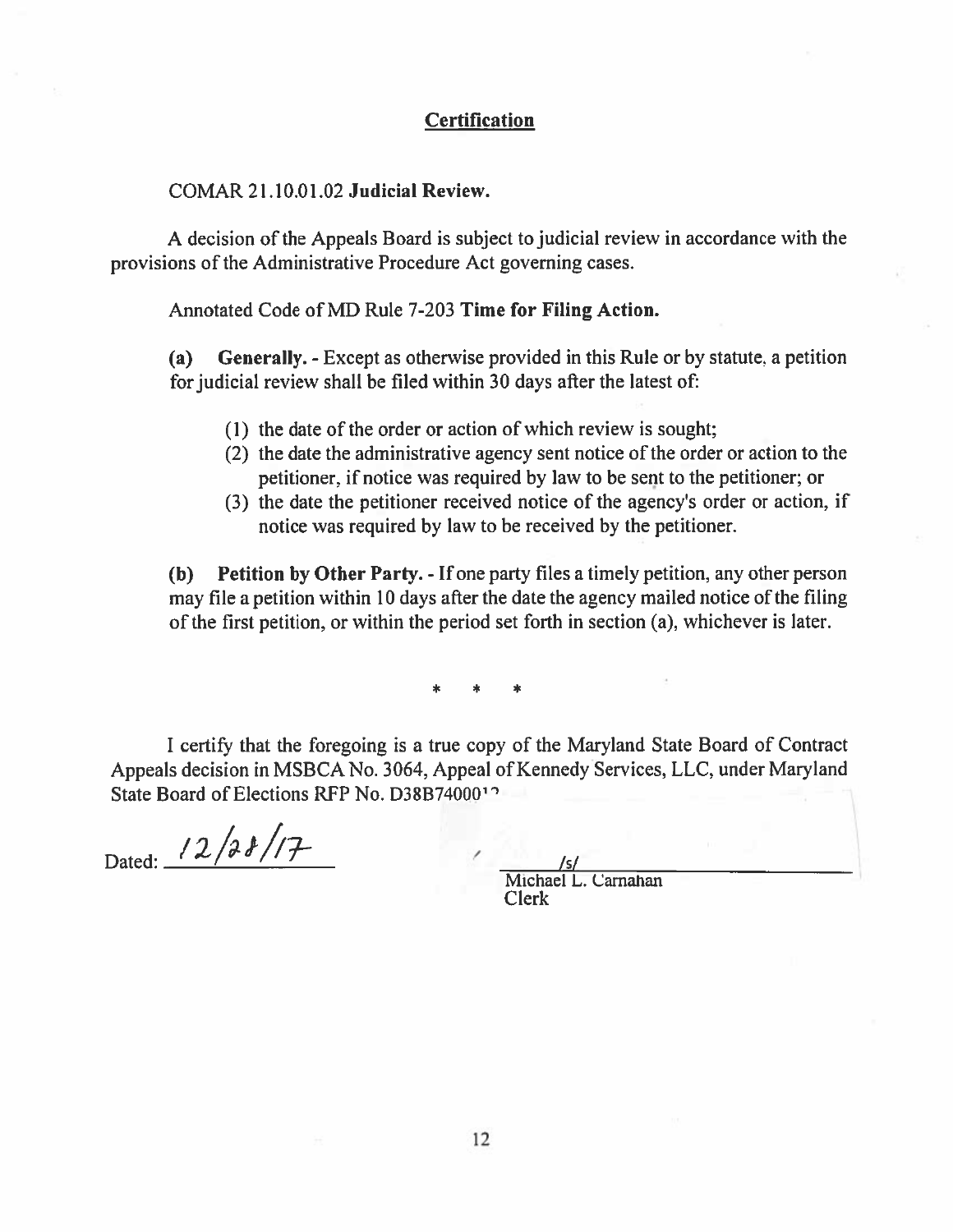## Certification

COMAR 21.10.01.02 **Judicial Review.**

A decision of the Appeals Board is subject to judicial review in accordance with the provisions of the Administrative Procedure Act governing cases.

Annotated Code of MD Rule 7-203 **Time for Filing Action.**

**(a) Generally.** - Except as otherwise provided in this Rule or by statute, a petition for judicial review shall be filed within 30 days after the latest of:

(1) the date of the order or action of which review is sought;
(2) the date the administrative agency sent notice of the order or action to the petitioner, if notice was required by law to be sent to the petitioner; or
(3) the date the petitioner received notice of the agency's order or action, if notice was required by law to be received by the petitioner.

**(b) Petition by Other Party.** - If one party files a timely petition, any other person may file a petition within 10 days after the date the agency mailed notice of the filing of the first petition, or within the period set forth in section (a), whichever is later.

\* \* \*

I certify that the foregoing is a true copy of the Maryland State Board of Contract Appeals decision in MSBCA No. 3064, Appeal of Kennedy Services, LLC, under Maryland State Board of Elections RFP No. D38B74000[12]

Dated: 12/28/17

/s/
Michael L. Carnahan
Clerk